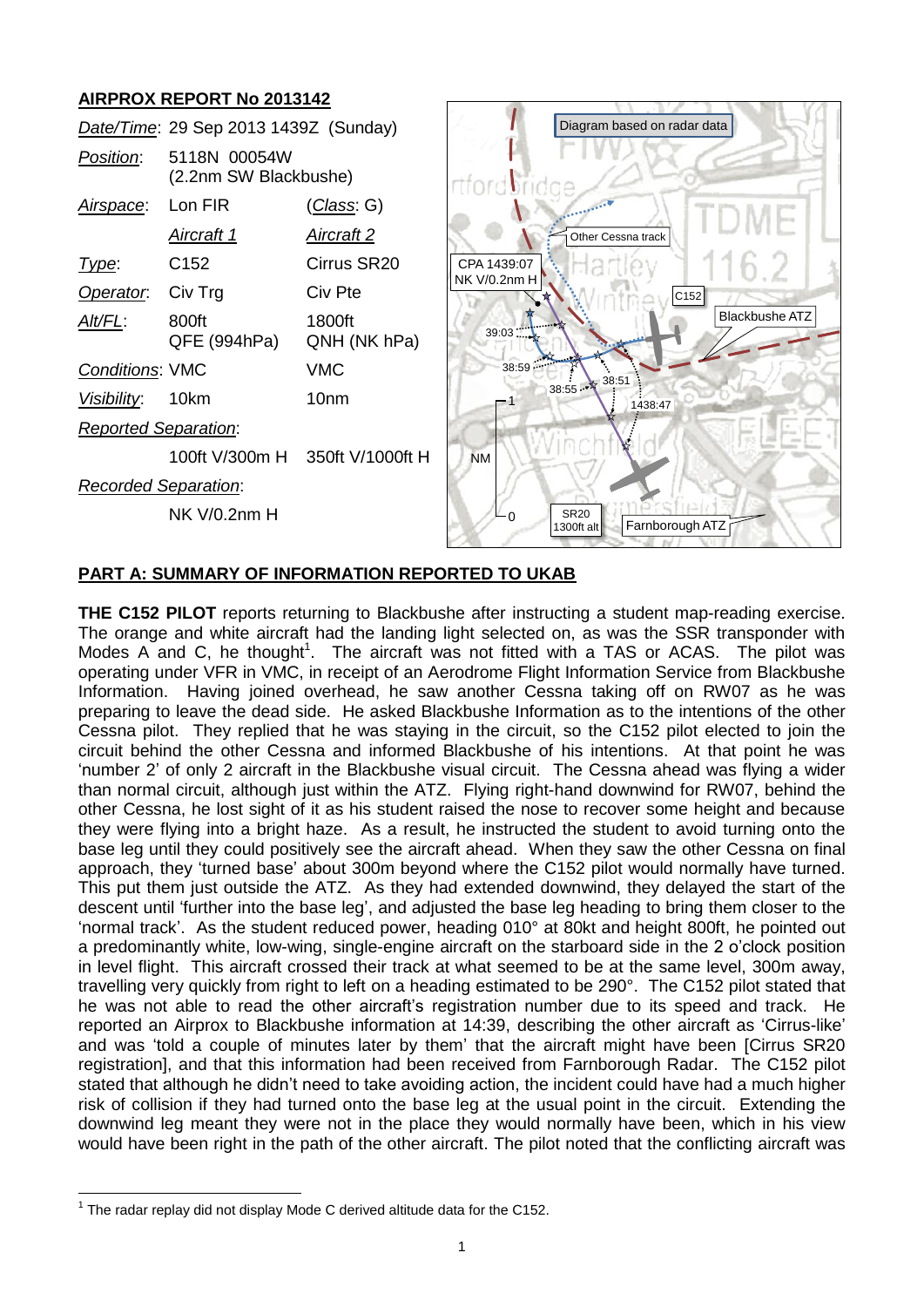## AIRPROX REPORT No 2013142

| | | |
|---|---|---|
| *Date/Time*: | 29 Sep 2013 1439Z (Sunday) | |
| *Position*: | 5118N 00054W (2.2nm SW Blackbushe) | |
| *Airspace*: | Lon FIR | (*Class*: G) |
| | *Aircraft 1* | *Aircraft 2* |
| *Type*: | C152 | Cirrus SR20 |
| *Operator*: | Civ Trg | Civ Pte |
| *Alt/FL*: | 800ft QFE (994hPa) | 1800ft QNH (NK hPa) |
| *Conditions*: | VMC | VMC |
| *Visibility*: | 10km | 10nm |
| *Reported Separation*: | | |
| | 100ft V/300m H | 350ft V/1000ft H |
| *Recorded Separation*: | | |
| | NK V/0.2nm H | |

Diagram based on radar data

## PART A: SUMMARY OF INFORMATION REPORTED TO UKAB

**THE C152 PILOT** reports returning to Blackbushe after instructing a student map-reading exercise. The orange and white aircraft had the landing light selected on, as was the SSR transponder with Modes A and C, he thought[1]. The aircraft was not fitted with a TAS or ACAS. The pilot was operating under VFR in VMC, in receipt of an Aerodrome Flight Information Service from Blackbushe Information. Having joined overhead, he saw another Cessna taking off on RW07 as he was preparing to leave the dead side. He asked Blackbushe Information as to the intentions of the other Cessna pilot. They replied that he was staying in the circuit, so the C152 pilot elected to join the circuit behind the other Cessna and informed Blackbushe of his intentions. At that point he was 'number 2' of only 2 aircraft in the Blackbushe visual circuit. The Cessna ahead was flying a wider than normal circuit, although just within the ATZ. Flying right-hand downwind for RW07, behind the other Cessna, he lost sight of it as his student raised the nose to recover some height and because they were flying into a bright haze. As a result, he instructed the student to avoid turning onto the base leg until they could positively see the aircraft ahead. When they saw the other Cessna on final approach, they 'turned base' about 300m beyond where the C152 pilot would normally have turned. This put them just outside the ATZ. As they had extended downwind, they delayed the start of the descent until 'further into the base leg', and adjusted the base leg heading to bring them closer to the 'normal track'. As the student reduced power, heading 010° at 80kt and height 800ft, he pointed out a predominantly white, low-wing, single-engine aircraft on the starboard side in the 2 o'clock position in level flight. This aircraft crossed their track at what seemed to be at the same level, 300m away, travelling very quickly from right to left on a heading estimated to be 290°. The C152 pilot stated that he was not able to read the other aircraft's registration number due to its speed and track. He reported an Airprox to Blackbushe information at 14:39, describing the other aircraft as 'Cirrus-like' and was 'told a couple of minutes later by them' that the aircraft might have been [Cirrus SR20 registration], and that this information had been received from Farnborough Radar. The C152 pilot stated that although he didn't need to take avoiding action, the incident could have had a much higher risk of collision if they had turned onto the base leg at the usual point in the circuit. Extending the downwind leg meant they were not in the place they would normally have been, which in his view would have been right in the path of the other aircraft. The pilot noted that the conflicting aircraft was

[1] The radar replay did not display Mode C derived altitude data for the C152.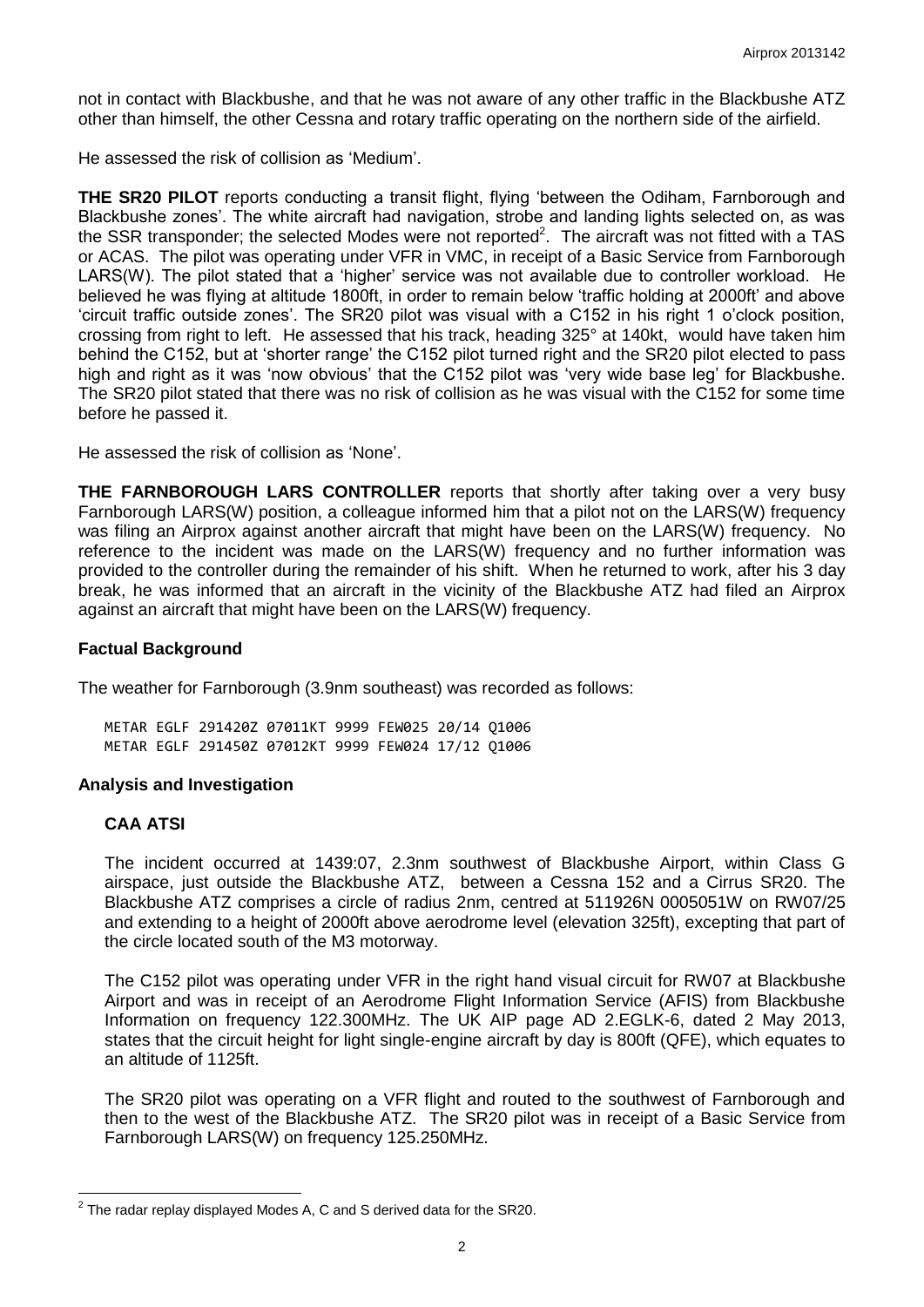not in contact with Blackbushe, and that he was not aware of any other traffic in the Blackbushe ATZ other than himself, the other Cessna and rotary traffic operating on the northern side of the airfield.

He assessed the risk of collision as 'Medium'.

**THE SR20 PILOT** reports conducting a transit flight, flying 'between the Odiham, Farnborough and Blackbushe zones'. The white aircraft had navigation, strobe and landing lights selected on, as was the SSR transponder; the selected Modes were not reported[2]. The aircraft was not fitted with a TAS or ACAS. The pilot was operating under VFR in VMC, in receipt of a Basic Service from Farnborough LARS(W). The pilot stated that a 'higher' service was not available due to controller workload. He believed he was flying at altitude 1800ft, in order to remain below 'traffic holding at 2000ft' and above 'circuit traffic outside zones'. The SR20 pilot was visual with a C152 in his right 1 o'clock position, crossing from right to left. He assessed that his track, heading 325° at 140kt, would have taken him behind the C152, but at 'shorter range' the C152 pilot turned right and the SR20 pilot elected to pass high and right as it was 'now obvious' that the C152 pilot was 'very wide base leg' for Blackbushe. The SR20 pilot stated that there was no risk of collision as he was visual with the C152 for some time before he passed it.

He assessed the risk of collision as 'None'.

**THE FARNBOROUGH LARS CONTROLLER** reports that shortly after taking over a very busy Farnborough LARS(W) position, a colleague informed him that a pilot not on the LARS(W) frequency was filing an Airprox against another aircraft that might have been on the LARS(W) frequency. No reference to the incident was made on the LARS(W) frequency and no further information was provided to the controller during the remainder of his shift. When he returned to work, after his 3 day break, he was informed that an aircraft in the vicinity of the Blackbushe ATZ had filed an Airprox against an aircraft that might have been on the LARS(W) frequency.

## Factual Background

The weather for Farnborough (3.9nm southeast) was recorded as follows:

```
METAR EGLF 291420Z 07011KT 9999 FEW025 20/14 Q1006
METAR EGLF 291450Z 07012KT 9999 FEW024 17/12 Q1006
```

## Analysis and Investigation

### CAA ATSI

The incident occurred at 1439:07, 2.3nm southwest of Blackbushe Airport, within Class G airspace, just outside the Blackbushe ATZ, between a Cessna 152 and a Cirrus SR20. The Blackbushe ATZ comprises a circle of radius 2nm, centred at 511926N 0005051W on RW07/25 and extending to a height of 2000ft above aerodrome level (elevation 325ft), excepting that part of the circle located south of the M3 motorway.

The C152 pilot was operating under VFR in the right hand visual circuit for RW07 at Blackbushe Airport and was in receipt of an Aerodrome Flight Information Service (AFIS) from Blackbushe Information on frequency 122.300MHz. The UK AIP page AD 2.EGLK-6, dated 2 May 2013, states that the circuit height for light single-engine aircraft by day is 800ft (QFE), which equates to an altitude of 1125ft.

The SR20 pilot was operating on a VFR flight and routed to the southwest of Farnborough and then to the west of the Blackbushe ATZ. The SR20 pilot was in receipt of a Basic Service from Farnborough LARS(W) on frequency 125.250MHz.

[2] The radar replay displayed Modes A, C and S derived data for the SR20.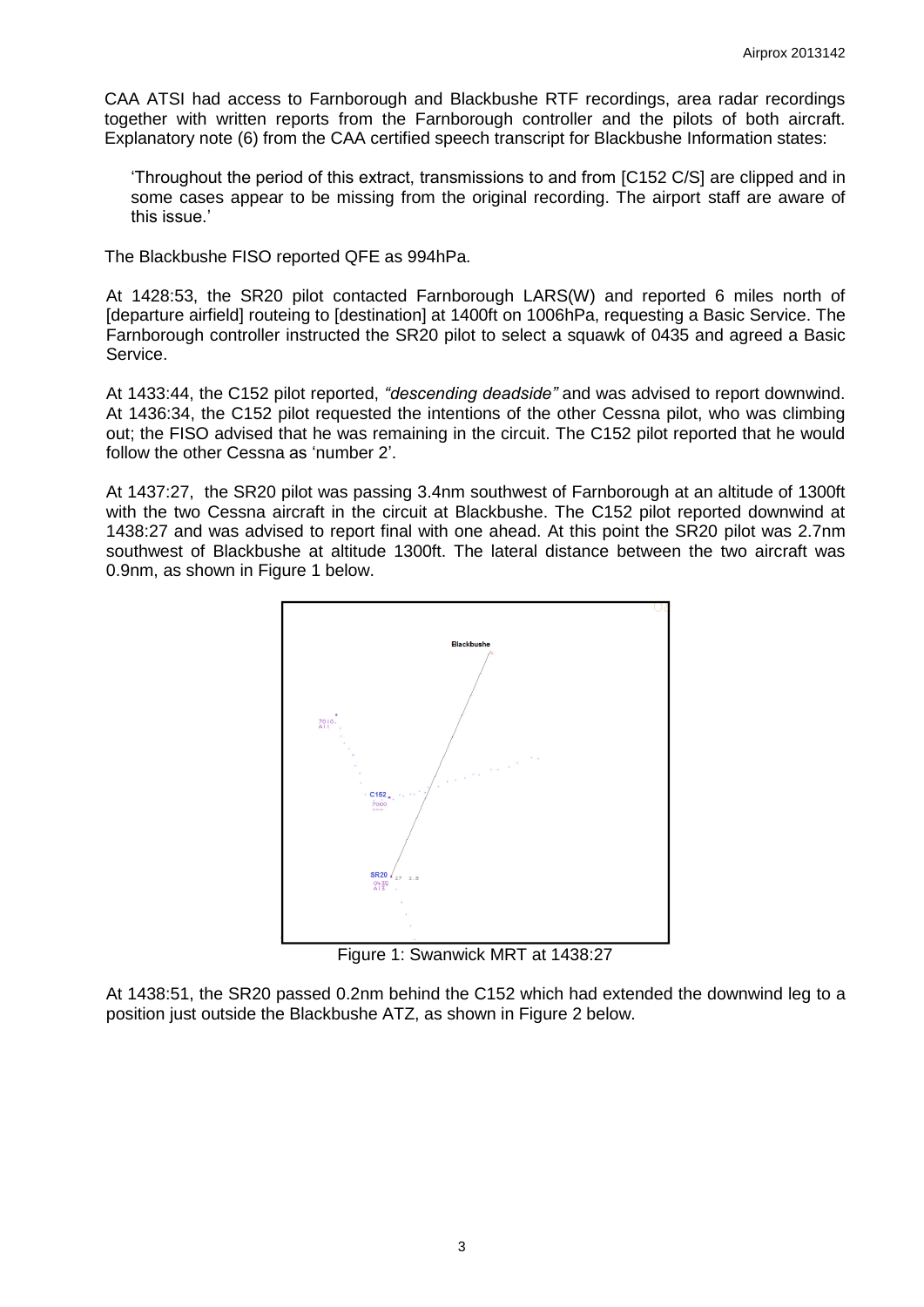CAA ATSI had access to Farnborough and Blackbushe RTF recordings, area radar recordings together with written reports from the Farnborough controller and the pilots of both aircraft. Explanatory note (6) from the CAA certified speech transcript for Blackbushe Information states:

> 'Throughout the period of this extract, transmissions to and from [C152 C/S] are clipped and in some cases appear to be missing from the original recording. The airport staff are aware of this issue.'

The Blackbushe FISO reported QFE as 994hPa.

At 1428:53, the SR20 pilot contacted Farnborough LARS(W) and reported 6 miles north of [departure airfield] routeing to [destination] at 1400ft on 1006hPa, requesting a Basic Service. The Farnborough controller instructed the SR20 pilot to select a squawk of 0435 and agreed a Basic Service.

At 1433:44, the C152 pilot reported, *"descending deadside"* and was advised to report downwind. At 1436:34, the C152 pilot requested the intentions of the other Cessna pilot, who was climbing out; the FISO advised that he was remaining in the circuit. The C152 pilot reported that he would follow the other Cessna as 'number 2'.

At 1437:27, the SR20 pilot was passing 3.4nm southwest of Farnborough at an altitude of 1300ft with the two Cessna aircraft in the circuit at Blackbushe. The C152 pilot reported downwind at 1438:27 and was advised to report final with one ahead. At this point the SR20 pilot was 2.7nm southwest of Blackbushe at altitude 1300ft. The lateral distance between the two aircraft was 0.9nm, as shown in Figure 1 below.

Figure 1: Swanwick MRT at 1438:27

At 1438:51, the SR20 passed 0.2nm behind the C152 which had extended the downwind leg to a position just outside the Blackbushe ATZ, as shown in Figure 2 below.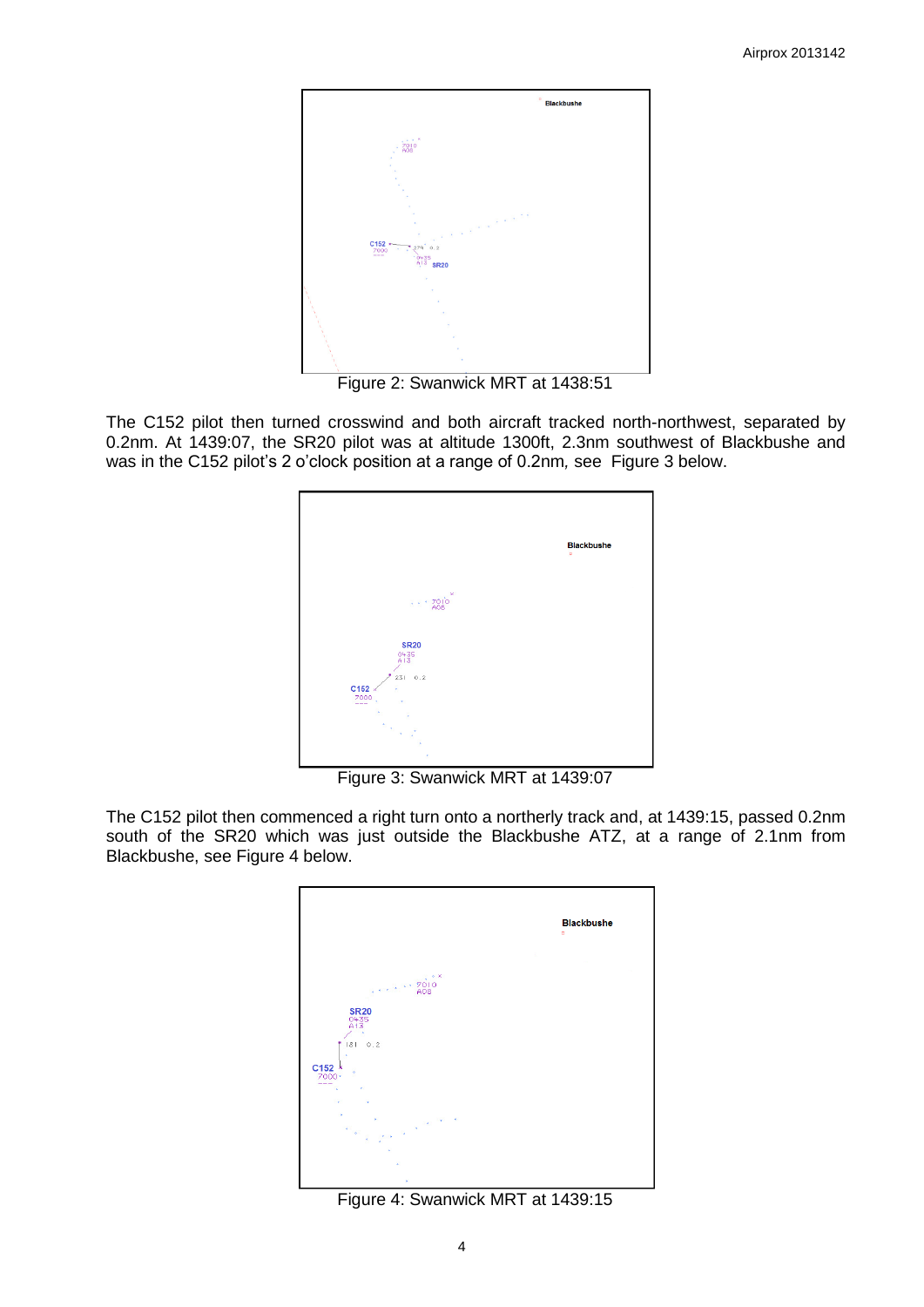Figure 2: Swanwick MRT at 1438:51

The C152 pilot then turned crosswind and both aircraft tracked north-northwest, separated by 0.2nm. At 1439:07, the SR20 pilot was at altitude 1300ft, 2.3nm southwest of Blackbushe and was in the C152 pilot's 2 o'clock position at a range of 0.2nm, see Figure 3 below.

Figure 3: Swanwick MRT at 1439:07

The C152 pilot then commenced a right turn onto a northerly track and, at 1439:15, passed 0.2nm south of the SR20 which was just outside the Blackbushe ATZ, at a range of 2.1nm from Blackbushe, see Figure 4 below.

Figure 4: Swanwick MRT at 1439:15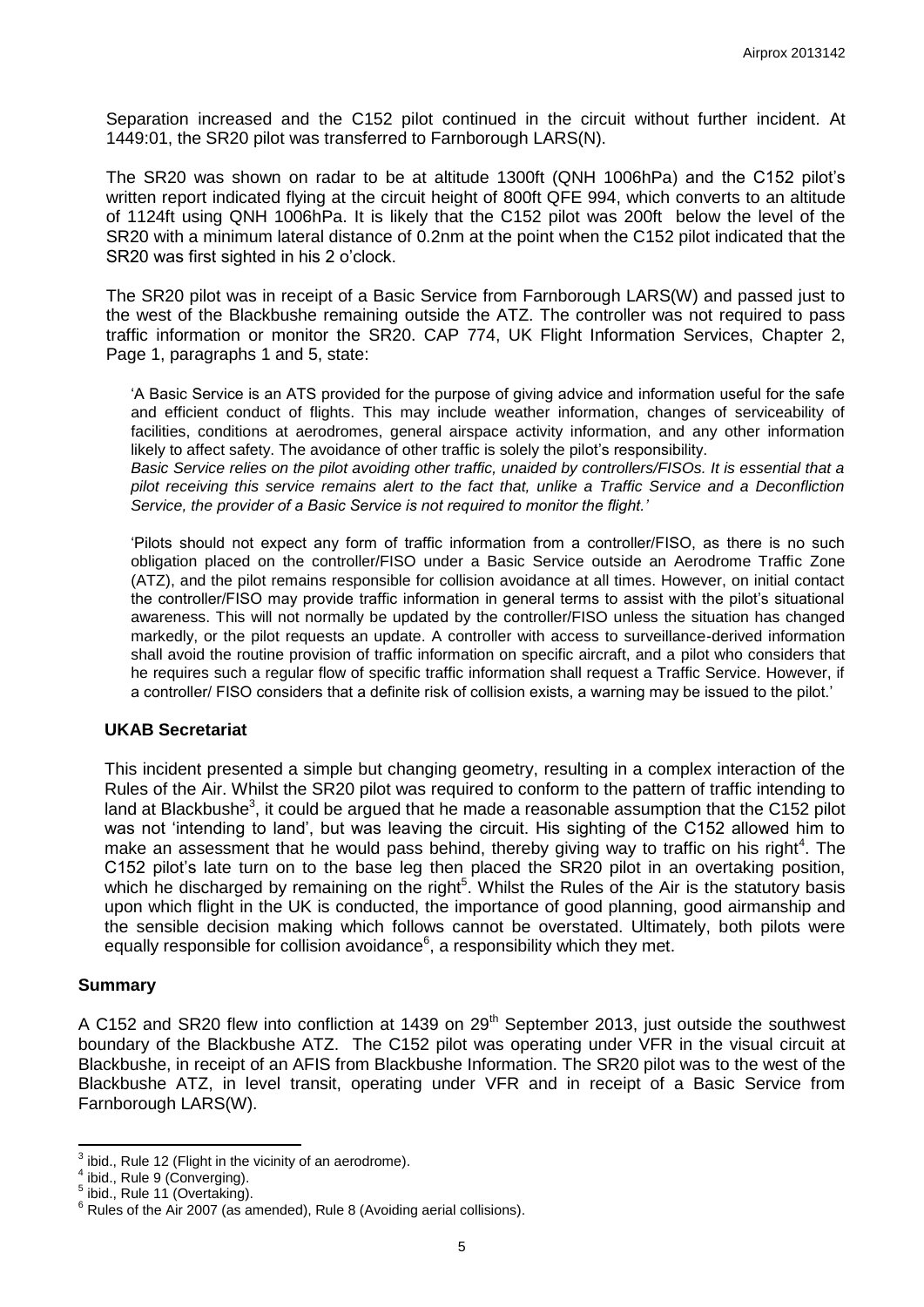Separation increased and the C152 pilot continued in the circuit without further incident. At 1449:01, the SR20 pilot was transferred to Farnborough LARS(N).

The SR20 was shown on radar to be at altitude 1300ft (QNH 1006hPa) and the C152 pilot's written report indicated flying at the circuit height of 800ft QFE 994, which converts to an altitude of 1124ft using QNH 1006hPa. It is likely that the C152 pilot was 200ft below the level of the SR20 with a minimum lateral distance of 0.2nm at the point when the C152 pilot indicated that the SR20 was first sighted in his 2 o'clock.

The SR20 pilot was in receipt of a Basic Service from Farnborough LARS(W) and passed just to the west of the Blackbushe remaining outside the ATZ. The controller was not required to pass traffic information or monitor the SR20. CAP 774, UK Flight Information Services, Chapter 2, Page 1, paragraphs 1 and 5, state:

> 'A Basic Service is an ATS provided for the purpose of giving advice and information useful for the safe and efficient conduct of flights. This may include weather information, changes of serviceability of facilities, conditions at aerodromes, general airspace activity information, and any other information likely to affect safety. The avoidance of other traffic is solely the pilot's responsibility.
> *Basic Service relies on the pilot avoiding other traffic, unaided by controllers/FISOs. It is essential that a pilot receiving this service remains alert to the fact that, unlike a Traffic Service and a Deconfliction Service, the provider of a Basic Service is not required to monitor the flight.'*
>
> 'Pilots should not expect any form of traffic information from a controller/FISO, as there is no such obligation placed on the controller/FISO under a Basic Service outside an Aerodrome Traffic Zone (ATZ), and the pilot remains responsible for collision avoidance at all times. However, on initial contact the controller/FISO may provide traffic information in general terms to assist with the pilot's situational awareness. This will not normally be updated by the controller/FISO unless the situation has changed markedly, or the pilot requests an update. A controller with access to surveillance-derived information shall avoid the routine provision of traffic information on specific aircraft, and a pilot who considers that he requires such a regular flow of specific traffic information shall request a Traffic Service. However, if a controller/ FISO considers that a definite risk of collision exists, a warning may be issued to the pilot.'

### UKAB Secretariat

This incident presented a simple but changing geometry, resulting in a complex interaction of the Rules of the Air. Whilst the SR20 pilot was required to conform to the pattern of traffic intending to land at Blackbushe[3], it could be argued that he made a reasonable assumption that the C152 pilot was not 'intending to land', but was leaving the circuit. His sighting of the C152 allowed him to make an assessment that he would pass behind, thereby giving way to traffic on his right[4]. The C152 pilot's late turn on to the base leg then placed the SR20 pilot in an overtaking position, which he discharged by remaining on the right[5]. Whilst the Rules of the Air is the statutory basis upon which flight in the UK is conducted, the importance of good planning, good airmanship and the sensible decision making which follows cannot be overstated. Ultimately, both pilots were equally responsible for collision avoidance[6], a responsibility which they met.

## Summary

A C152 and SR20 flew into confliction at 1439 on 29th September 2013, just outside the southwest boundary of the Blackbushe ATZ. The C152 pilot was operating under VFR in the visual circuit at Blackbushe, in receipt of an AFIS from Blackbushe Information. The SR20 pilot was to the west of the Blackbushe ATZ, in level transit, operating under VFR and in receipt of a Basic Service from Farnborough LARS(W).

---

[3] ibid., Rule 12 (Flight in the vicinity of an aerodrome).
[4] ibid., Rule 9 (Converging).
[5] ibid., Rule 11 (Overtaking).
[6] Rules of the Air 2007 (as amended), Rule 8 (Avoiding aerial collisions).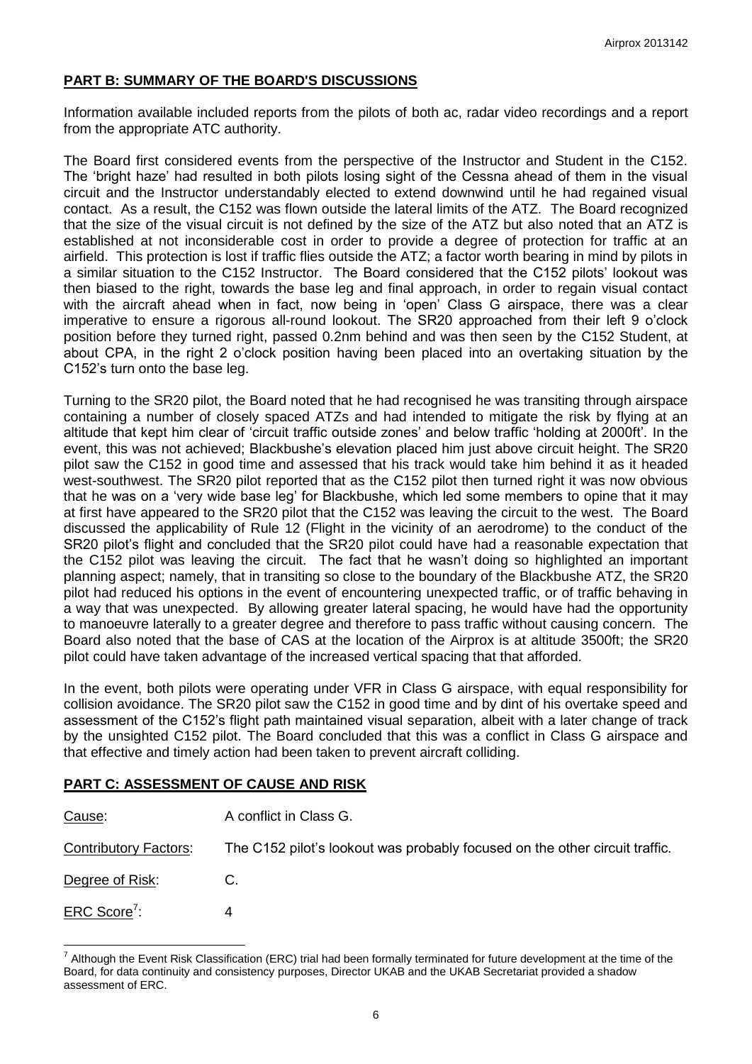## PART B: SUMMARY OF THE BOARD'S DISCUSSIONS

Information available included reports from the pilots of both ac, radar video recordings and a report from the appropriate ATC authority.

The Board first considered events from the perspective of the Instructor and Student in the C152. The 'bright haze' had resulted in both pilots losing sight of the Cessna ahead of them in the visual circuit and the Instructor understandably elected to extend downwind until he had regained visual contact. As a result, the C152 was flown outside the lateral limits of the ATZ. The Board recognized that the size of the visual circuit is not defined by the size of the ATZ but also noted that an ATZ is established at not inconsiderable cost in order to provide a degree of protection for traffic at an airfield. This protection is lost if traffic flies outside the ATZ; a factor worth bearing in mind by pilots in a similar situation to the C152 Instructor. The Board considered that the C152 pilots' lookout was then biased to the right, towards the base leg and final approach, in order to regain visual contact with the aircraft ahead when in fact, now being in 'open' Class G airspace, there was a clear imperative to ensure a rigorous all-round lookout. The SR20 approached from their left 9 o'clock position before they turned right, passed 0.2nm behind and was then seen by the C152 Student, at about CPA, in the right 2 o'clock position having been placed into an overtaking situation by the C152's turn onto the base leg.

Turning to the SR20 pilot, the Board noted that he had recognised he was transiting through airspace containing a number of closely spaced ATZs and had intended to mitigate the risk by flying at an altitude that kept him clear of 'circuit traffic outside zones' and below traffic 'holding at 2000ft'. In the event, this was not achieved; Blackbushe's elevation placed him just above circuit height. The SR20 pilot saw the C152 in good time and assessed that his track would take him behind it as it headed west-southwest. The SR20 pilot reported that as the C152 pilot then turned right it was now obvious that he was on a 'very wide base leg' for Blackbushe, which led some members to opine that it may at first have appeared to the SR20 pilot that the C152 was leaving the circuit to the west. The Board discussed the applicability of Rule 12 (Flight in the vicinity of an aerodrome) to the conduct of the SR20 pilot's flight and concluded that the SR20 pilot could have had a reasonable expectation that the C152 pilot was leaving the circuit. The fact that he wasn't doing so highlighted an important planning aspect; namely, that in transiting so close to the boundary of the Blackbushe ATZ, the SR20 pilot had reduced his options in the event of encountering unexpected traffic, or of traffic behaving in a way that was unexpected. By allowing greater lateral spacing, he would have had the opportunity to manoeuvre laterally to a greater degree and therefore to pass traffic without causing concern. The Board also noted that the base of CAS at the location of the Airprox is at altitude 3500ft; the SR20 pilot could have taken advantage of the increased vertical spacing that that afforded.

In the event, both pilots were operating under VFR in Class G airspace, with equal responsibility for collision avoidance. The SR20 pilot saw the C152 in good time and by dint of his overtake speed and assessment of the C152's flight path maintained visual separation, albeit with a later change of track by the unsighted C152 pilot. The Board concluded that this was a conflict in Class G airspace and that effective and timely action had been taken to prevent aircraft colliding.

## PART C: ASSESSMENT OF CAUSE AND RISK

| | |
|---|---|
| Cause: | A conflict in Class G. |
| Contributory Factors: | The C152 pilot's lookout was probably focused on the other circuit traffic. |
| Degree of Risk: | C. |
| ERC Score[7]: | 4 |

[7] Although the Event Risk Classification (ERC) trial had been formally terminated for future development at the time of the Board, for data continuity and consistency purposes, Director UKAB and the UKAB Secretariat provided a shadow assessment of ERC.